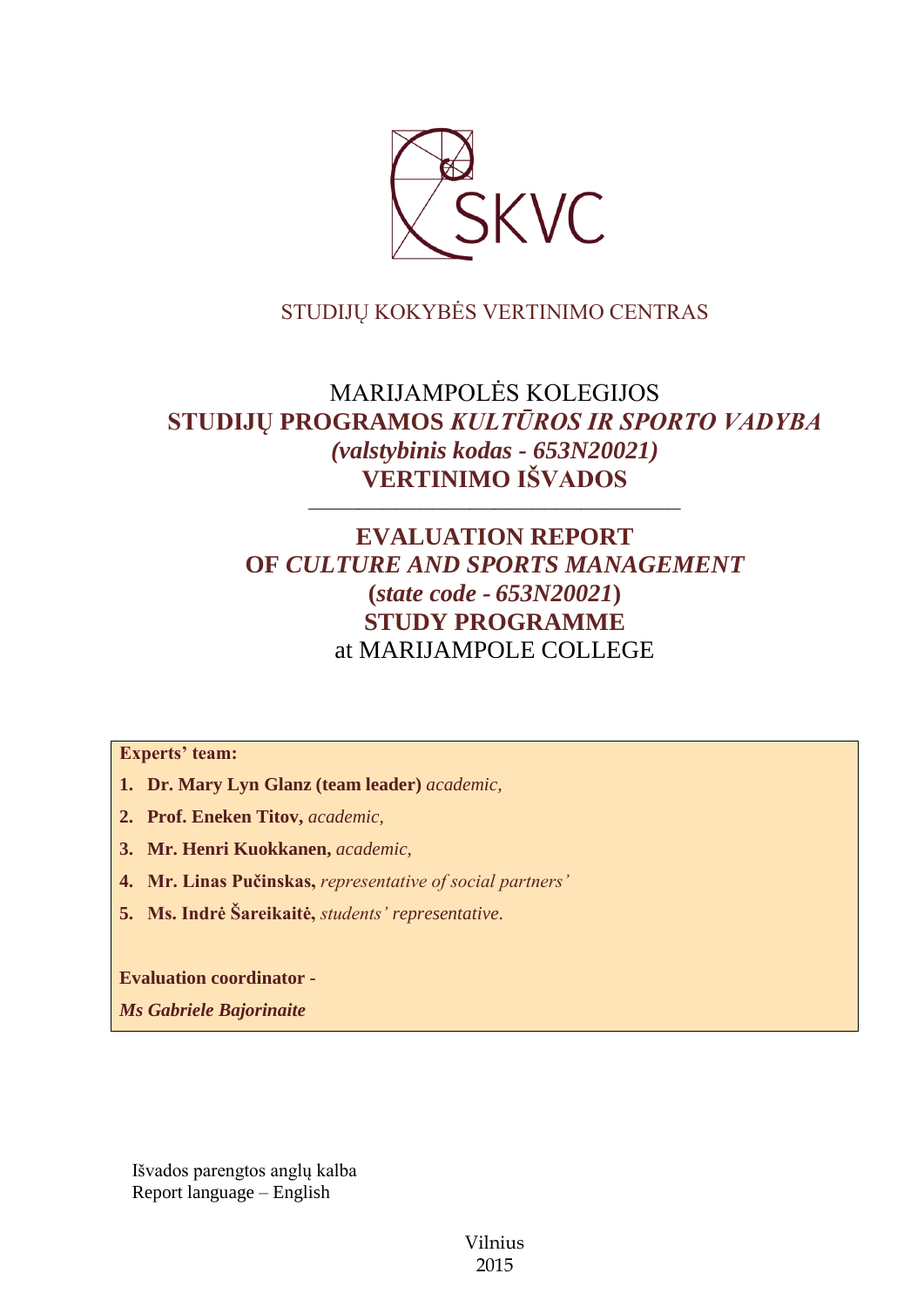SKVC

STUDIJŲ KOKYBĖS VERTINIMO CENTRAS

# MARIJAMPOLĖS KOLEGIJOS **STUDIJŲ PROGRAMOS *KULTŪROS IR SPORTO VADYBA* *(valstybinis kodas - 653N20021)* VERTINIMO IŠVADOS**

---

# **EVALUATION REPORT OF *CULTURE AND SPORTS MANAGEMENT* (*state code - 653N20021*) STUDY PROGRAMME** at MARIJAMPOLE COLLEGE

**Experts' team:**

1. **Dr. Mary Lyn Glanz (team leader)** *academic,*
2. **Prof. Eneken Titov,** *academic,*
3. **Mr. Henri Kuokkanen,** *academic,*
4. **Mr. Linas Pučinskas,** *representative of social partners'*
5. **Ms. Indrė Šareikaitė,** *students' representative.*

**Evaluation coordinator -**

***Ms Gabriele Bajorinaite***

Išvados parengtos anglų kalba
Report language – English

Vilnius
2015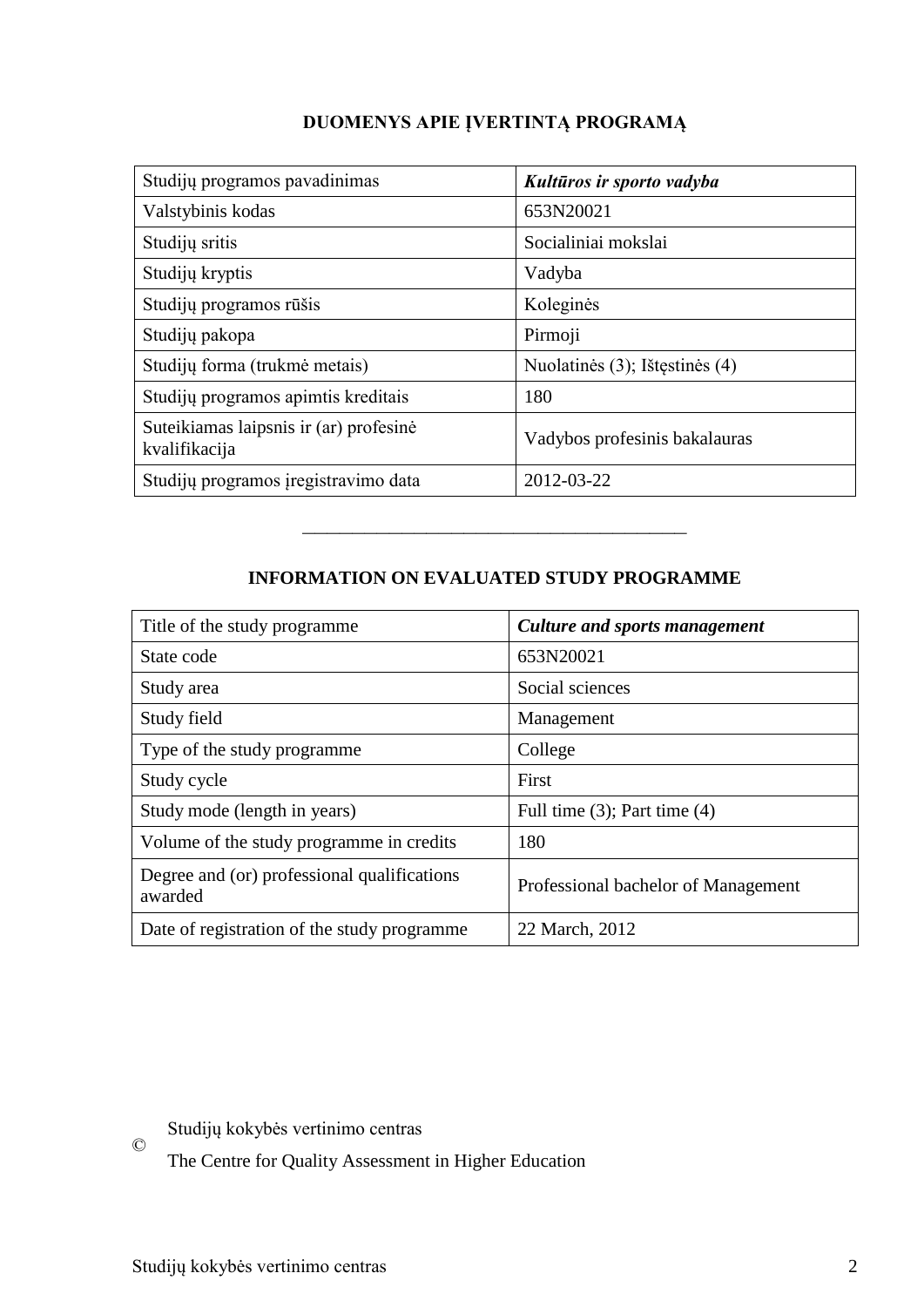## DUOMENYS APIE ĮVERTINTĄ PROGRAMĄ

| Studijų programos pavadinimas | ***Kultūros ir sporto vadyba*** |
|---|---|
| Valstybinis kodas | 653N20021 |
| Studijų sritis | Socialiniai mokslai |
| Studijų kryptis | Vadyba |
| Studijų programos rūšis | Koleginės |
| Studijų pakopa | Pirmoji |
| Studijų forma (trukmė metais) | Nuolatinės (3); Ištęstinės (4) |
| Studijų programos apimtis kreditais | 180 |
| Suteikiamas laipsnis ir (ar) profesinė kvalifikacija | Vadybos profesinis bakalauras |
| Studijų programos įregistravimo data | 2012-03-22 |

---

## INFORMATION ON EVALUATED STUDY PROGRAMME

| Title of the study programme | ***Culture and sports management*** |
|---|---|
| State code | 653N20021 |
| Study area | Social sciences |
| Study field | Management |
| Type of the study programme | College |
| Study cycle | First |
| Study mode (length in years) | Full time (3); Part time (4) |
| Volume of the study programme in credits | 180 |
| Degree and (or) professional qualifications awarded | Professional bachelor of Management |
| Date of registration of the study programme | 22 March, 2012 |

© Studijų kokybės vertinimo centras
The Centre for Quality Assessment in Higher Education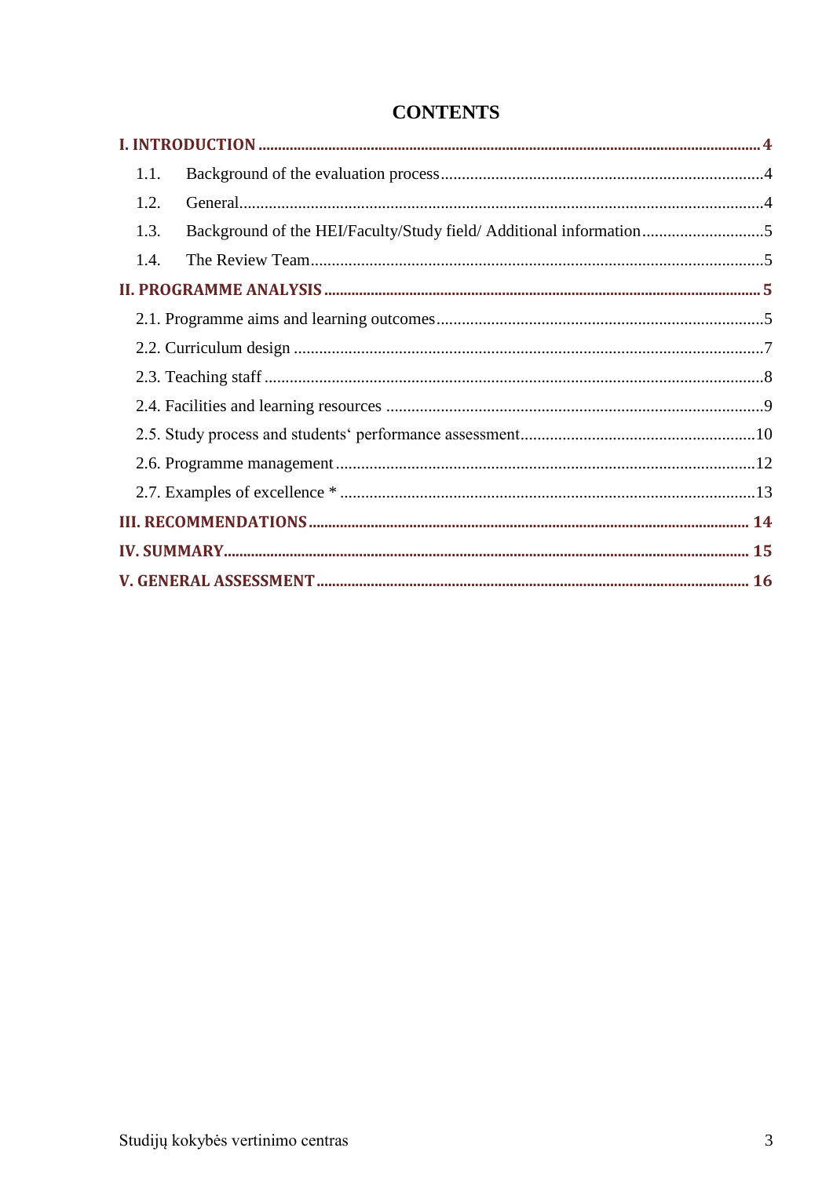# CONTENTS

**I. INTRODUCTION** .......... **4**

1.1. Background of the evaluation process .......... 4

1.2. General .......... 4

1.3. Background of the HEI/Faculty/Study field/ Additional information .......... 5

1.4. The Review Team .......... 5

**II. PROGRAMME ANALYSIS** .......... **5**

2.1. Programme aims and learning outcomes .......... 5

2.2. Curriculum design .......... 7

2.3. Teaching staff .......... 8

2.4. Facilities and learning resources .......... 9

2.5. Study process and students‘ performance assessment .......... 10

2.6. Programme management .......... 12

2.7. Examples of excellence * .......... 13

**III. RECOMMENDATIONS** .......... **14**

**IV. SUMMARY** .......... **15**

**V. GENERAL ASSESSMENT** .......... **16**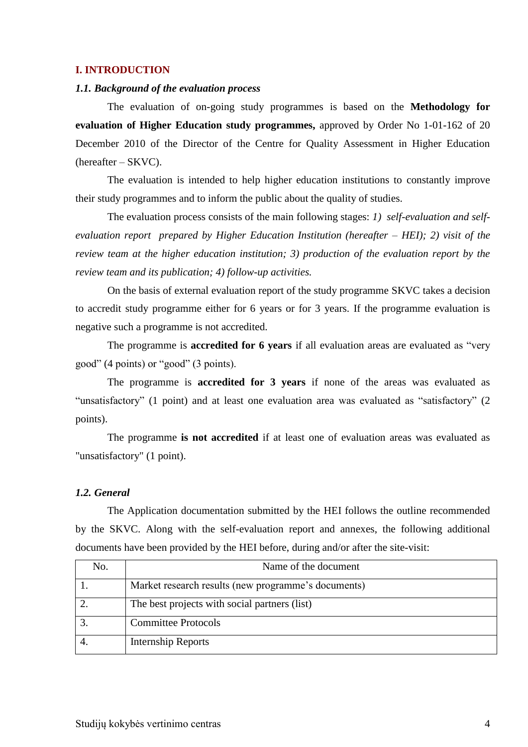## I. INTRODUCTION

### *1.1. Background of the evaluation process*

The evaluation of on-going study programmes is based on the **Methodology for evaluation of Higher Education study programmes,** approved by Order No 1-01-162 of 20 December 2010 of the Director of the Centre for Quality Assessment in Higher Education (hereafter – SKVC).

The evaluation is intended to help higher education institutions to constantly improve their study programmes and to inform the public about the quality of studies.

The evaluation process consists of the main following stages: *1) self-evaluation and self-evaluation report prepared by Higher Education Institution (hereafter – HEI); 2) visit of the review team at the higher education institution; 3) production of the evaluation report by the review team and its publication; 4) follow-up activities.*

On the basis of external evaluation report of the study programme SKVC takes a decision to accredit study programme either for 6 years or for 3 years. If the programme evaluation is negative such a programme is not accredited.

The programme is **accredited for 6 years** if all evaluation areas are evaluated as "very good" (4 points) or "good" (3 points).

The programme is **accredited for 3 years** if none of the areas was evaluated as "unsatisfactory" (1 point) and at least one evaluation area was evaluated as "satisfactory" (2 points).

The programme **is not accredited** if at least one of evaluation areas was evaluated as "unsatisfactory" (1 point).

### *1.2. General*

The Application documentation submitted by the HEI follows the outline recommended by the SKVC. Along with the self-evaluation report and annexes, the following additional documents have been provided by the HEI before, during and/or after the site-visit:

| No. | Name of the document |
|---|---|
| 1. | Market research results (new programme's documents) |
| 2. | The best projects with social partners (list) |
| 3. | Committee Protocols |
| 4. | Internship Reports |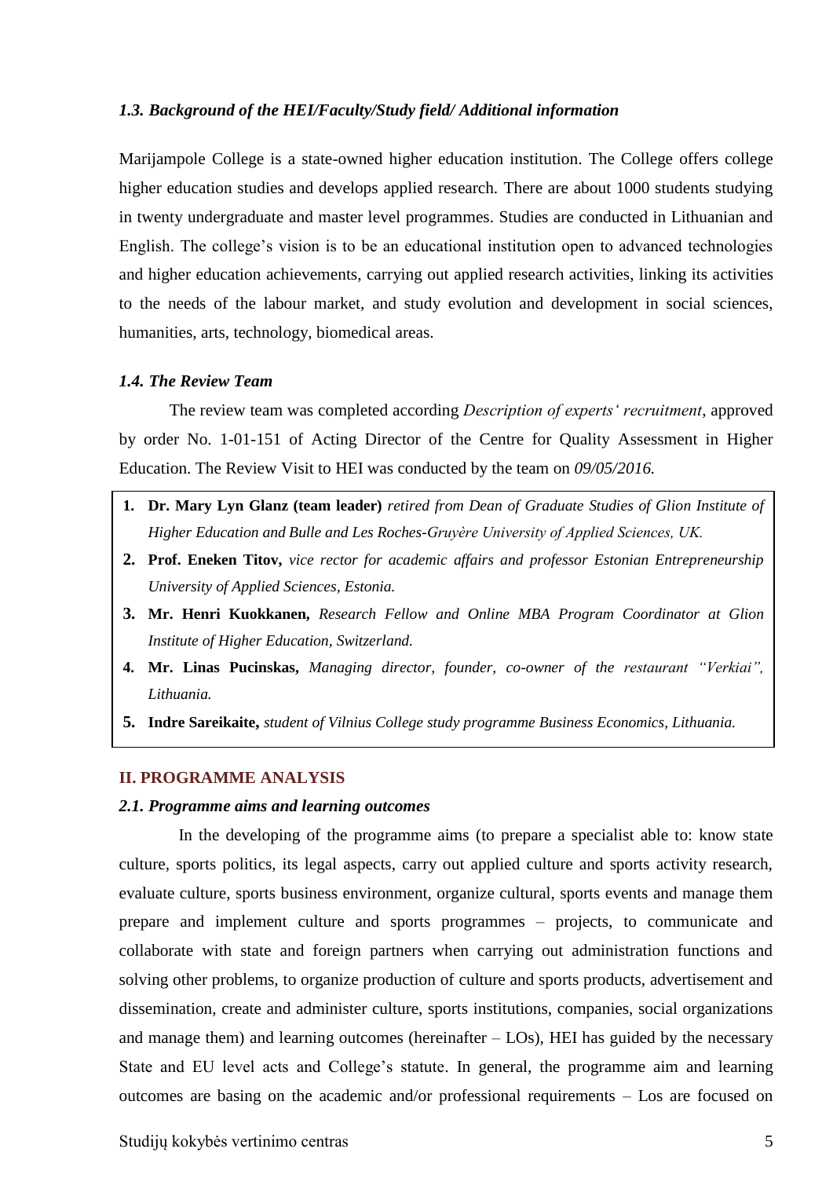### *1.3. Background of the HEI/Faculty/Study field/ Additional information*

Marijampole College is a state-owned higher education institution. The College offers college higher education studies and develops applied research. There are about 1000 students studying in twenty undergraduate and master level programmes. Studies are conducted in Lithuanian and English. The college's vision is to be an educational institution open to advanced technologies and higher education achievements, carrying out applied research activities, linking its activities to the needs of the labour market, and study evolution and development in social sciences, humanities, arts, technology, biomedical areas.

### *1.4. The Review Team*

The review team was completed according *Description of experts' recruitment*, approved by order No. 1-01-151 of Acting Director of the Centre for Quality Assessment in Higher Education. The Review Visit to HEI was conducted by the team on *09/05/2016.*

1. **Dr. Mary Lyn Glanz (team leader)** *retired from Dean of Graduate Studies of Glion Institute of Higher Education and Bulle and Les Roches-Gruyère University of Applied Sciences, UK.*
2. **Prof. Eneken Titov,** *vice rector for academic affairs and professor Estonian Entrepreneurship University of Applied Sciences, Estonia.*
3. **Mr. Henri Kuokkanen,** *Research Fellow and Online MBA Program Coordinator at Glion Institute of Higher Education, Switzerland.*
4. **Mr. Linas Pucinskas,** *Managing director, founder, co-owner of the restaurant "Verkiai", Lithuania.*
5. **Indre Sareikaite,** *student of Vilnius College study programme Business Economics, Lithuania.*

## II. PROGRAMME ANALYSIS

### *2.1. Programme aims and learning outcomes*

In the developing of the programme aims (to prepare a specialist able to: know state culture, sports politics, its legal aspects, carry out applied culture and sports activity research, evaluate culture, sports business environment, organize cultural, sports events and manage them prepare and implement culture and sports programmes – projects, to communicate and collaborate with state and foreign partners when carrying out administration functions and solving other problems, to organize production of culture and sports products, advertisement and dissemination, create and administer culture, sports institutions, companies, social organizations and manage them) and learning outcomes (hereinafter – LOs), HEI has guided by the necessary State and EU level acts and College's statute. In general, the programme aim and learning outcomes are basing on the academic and/or professional requirements – Los are focused on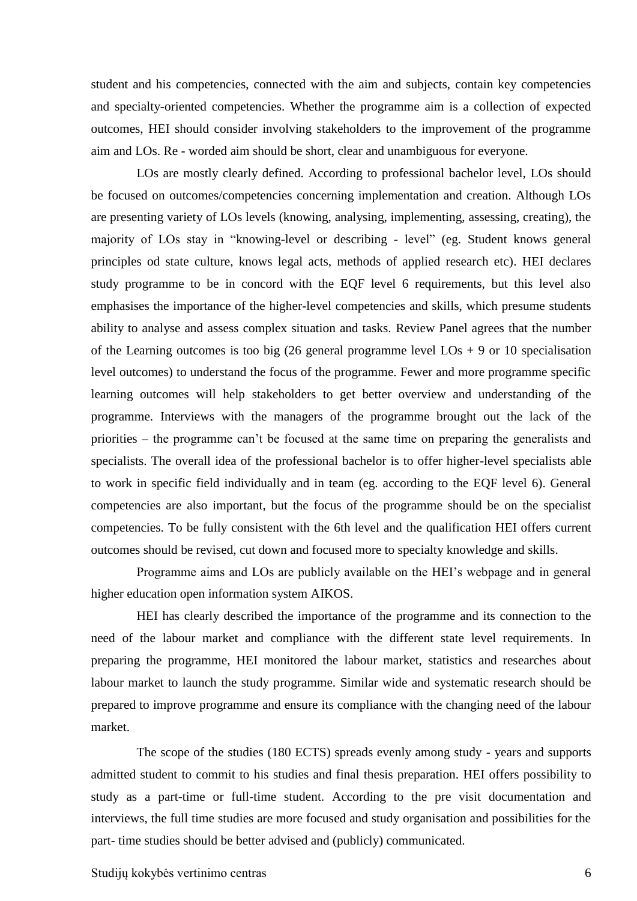student and his competencies, connected with the aim and subjects, contain key competencies and specialty-oriented competencies. Whether the programme aim is a collection of expected outcomes, HEI should consider involving stakeholders to the improvement of the programme aim and LOs. Re - worded aim should be short, clear and unambiguous for everyone.

LOs are mostly clearly defined. According to professional bachelor level, LOs should be focused on outcomes/competencies concerning implementation and creation. Although LOs are presenting variety of LOs levels (knowing, analysing, implementing, assessing, creating), the majority of LOs stay in "knowing-level or describing - level" (eg. Student knows general principles od state culture, knows legal acts, methods of applied research etc). HEI declares study programme to be in concord with the EQF level 6 requirements, but this level also emphasises the importance of the higher-level competencies and skills, which presume students ability to analyse and assess complex situation and tasks. Review Panel agrees that the number of the Learning outcomes is too big (26 general programme level LOs + 9 or 10 specialisation level outcomes) to understand the focus of the programme. Fewer and more programme specific learning outcomes will help stakeholders to get better overview and understanding of the programme. Interviews with the managers of the programme brought out the lack of the priorities – the programme can't be focused at the same time on preparing the generalists and specialists. The overall idea of the professional bachelor is to offer higher-level specialists able to work in specific field individually and in team (eg. according to the EQF level 6). General competencies are also important, but the focus of the programme should be on the specialist competencies. To be fully consistent with the 6th level and the qualification HEI offers current outcomes should be revised, cut down and focused more to specialty knowledge and skills.

Programme aims and LOs are publicly available on the HEI's webpage and in general higher education open information system AIKOS.

HEI has clearly described the importance of the programme and its connection to the need of the labour market and compliance with the different state level requirements. In preparing the programme, HEI monitored the labour market, statistics and researches about labour market to launch the study programme. Similar wide and systematic research should be prepared to improve programme and ensure its compliance with the changing need of the labour market.

The scope of the studies (180 ECTS) spreads evenly among study - years and supports admitted student to commit to his studies and final thesis preparation. HEI offers possibility to study as a part-time or full-time student. According to the pre visit documentation and interviews, the full time studies are more focused and study organisation and possibilities for the part- time studies should be better advised and (publicly) communicated.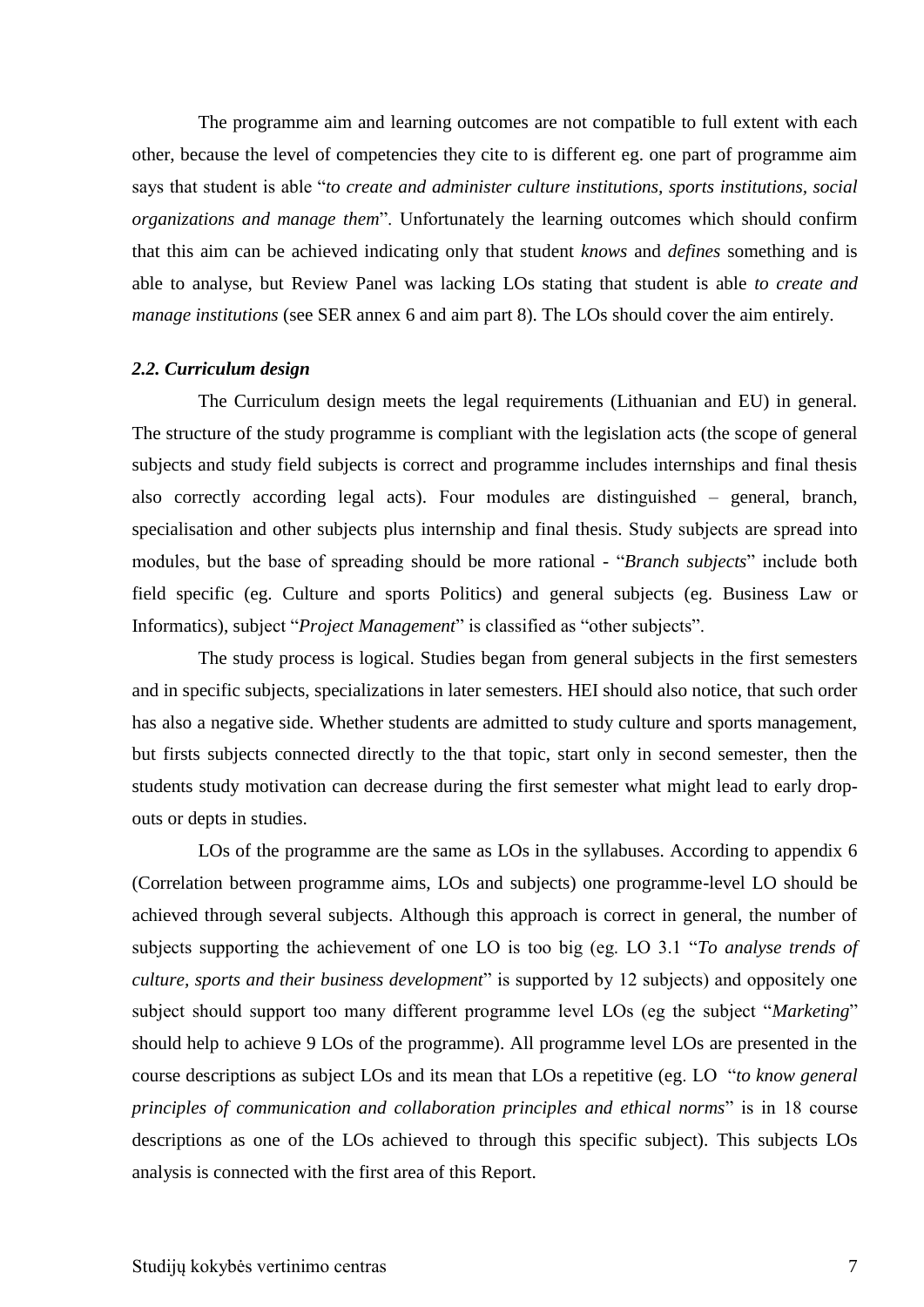The programme aim and learning outcomes are not compatible to full extent with each other, because the level of competencies they cite to is different eg. one part of programme aim says that student is able "*to create and administer culture institutions, sports institutions, social organizations and manage them*". Unfortunately the learning outcomes which should confirm that this aim can be achieved indicating only that student *knows* and *defines* something and is able to analyse, but Review Panel was lacking LOs stating that student is able *to create and manage institutions* (see SER annex 6 and aim part 8). The LOs should cover the aim entirely.

***2.2. Curriculum design***

The Curriculum design meets the legal requirements (Lithuanian and EU) in general. The structure of the study programme is compliant with the legislation acts (the scope of general subjects and study field subjects is correct and programme includes internships and final thesis also correctly according legal acts). Four modules are distinguished – general, branch, specialisation and other subjects plus internship and final thesis. Study subjects are spread into modules, but the base of spreading should be more rational - "*Branch subjects*" include both field specific (eg. Culture and sports Politics) and general subjects (eg. Business Law or Informatics), subject "*Project Management*" is classified as "other subjects".

The study process is logical. Studies began from general subjects in the first semesters and in specific subjects, specializations in later semesters. HEI should also notice, that such order has also a negative side. Whether students are admitted to study culture and sports management, but firsts subjects connected directly to the that topic, start only in second semester, then the students study motivation can decrease during the first semester what might lead to early drop-outs or depts in studies.

LOs of the programme are the same as LOs in the syllabuses. According to appendix 6 (Correlation between programme aims, LOs and subjects) one programme-level LO should be achieved through several subjects. Although this approach is correct in general, the number of subjects supporting the achievement of one LO is too big (eg. LO 3.1 "*To analyse trends of culture, sports and their business development*" is supported by 12 subjects) and oppositely one subject should support too many different programme level LOs (eg the subject "*Marketing*" should help to achieve 9 LOs of the programme). All programme level LOs are presented in the course descriptions as subject LOs and its mean that LOs a repetitive (eg. LO "*to know general principles of communication and collaboration principles and ethical norms*" is in 18 course descriptions as one of the LOs achieved to through this specific subject). This subjects LOs analysis is connected with the first area of this Report.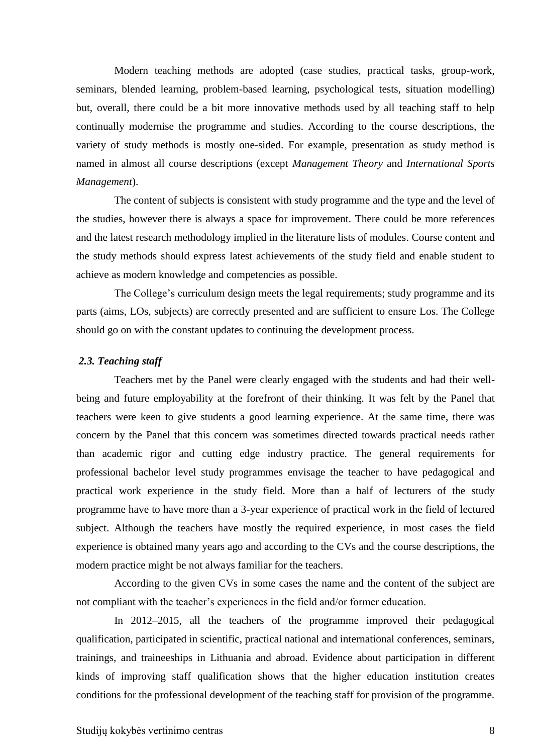Modern teaching methods are adopted (case studies, practical tasks, group-work, seminars, blended learning, problem-based learning, psychological tests, situation modelling) but, overall, there could be a bit more innovative methods used by all teaching staff to help continually modernise the programme and studies. According to the course descriptions, the variety of study methods is mostly one-sided. For example, presentation as study method is named in almost all course descriptions (except *Management Theory* and *International Sports Management*).

The content of subjects is consistent with study programme and the type and the level of the studies, however there is always a space for improvement. There could be more references and the latest research methodology implied in the literature lists of modules. Course content and the study methods should express latest achievements of the study field and enable student to achieve as modern knowledge and competencies as possible.

The College's curriculum design meets the legal requirements; study programme and its parts (aims, LOs, subjects) are correctly presented and are sufficient to ensure Los. The College should go on with the constant updates to continuing the development process.

### *2.3. Teaching staff*

Teachers met by the Panel were clearly engaged with the students and had their well-being and future employability at the forefront of their thinking. It was felt by the Panel that teachers were keen to give students a good learning experience. At the same time, there was concern by the Panel that this concern was sometimes directed towards practical needs rather than academic rigor and cutting edge industry practice. The general requirements for professional bachelor level study programmes envisage the teacher to have pedagogical and practical work experience in the study field. More than a half of lecturers of the study programme have to have more than a 3-year experience of practical work in the field of lectured subject. Although the teachers have mostly the required experience, in most cases the field experience is obtained many years ago and according to the CVs and the course descriptions, the modern practice might be not always familiar for the teachers.

According to the given CVs in some cases the name and the content of the subject are not compliant with the teacher's experiences in the field and/or former education.

In 2012–2015, all the teachers of the programme improved their pedagogical qualification, participated in scientific, practical national and international conferences, seminars, trainings, and traineeships in Lithuania and abroad. Evidence about participation in different kinds of improving staff qualification shows that the higher education institution creates conditions for the professional development of the teaching staff for provision of the programme.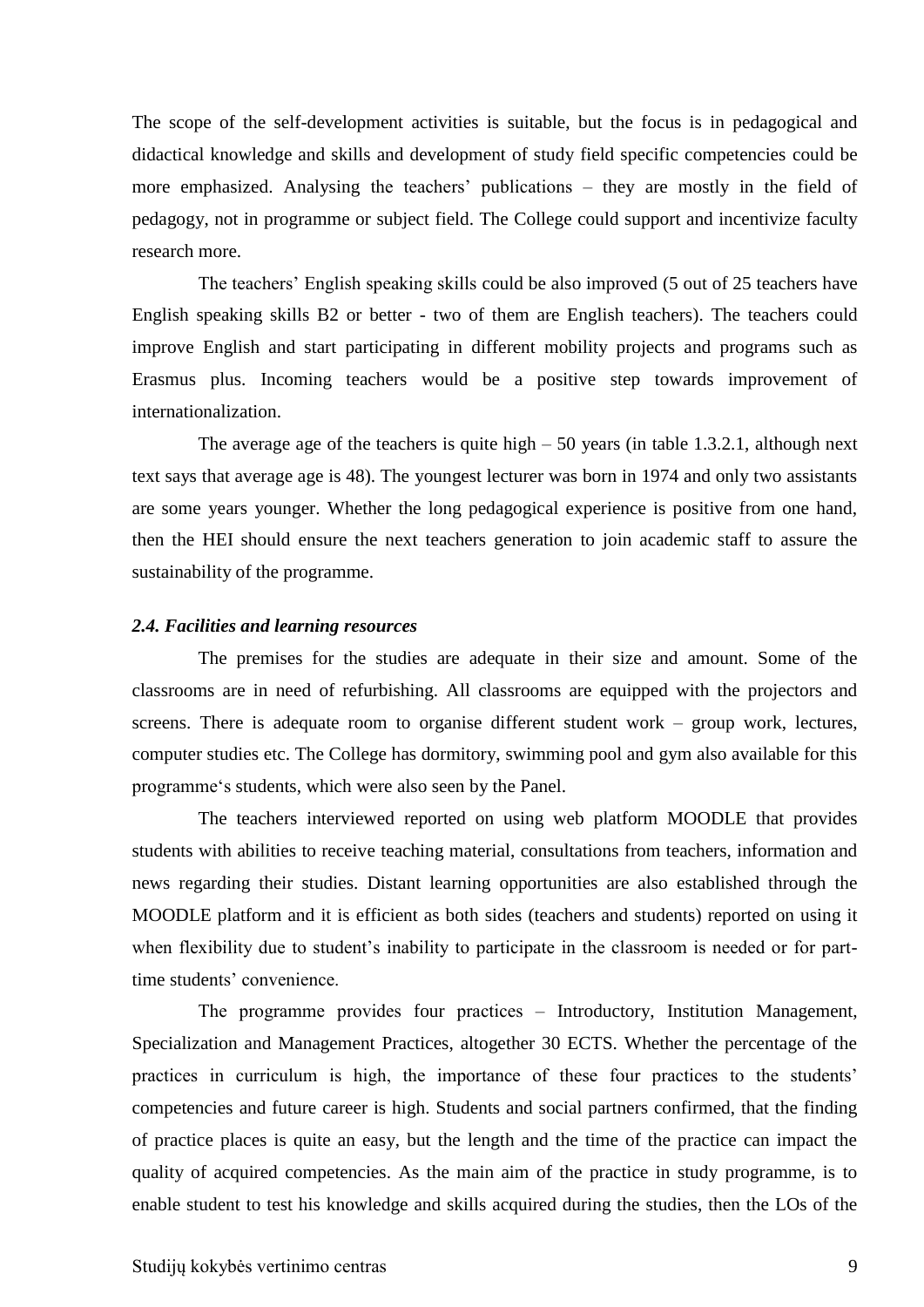The scope of the self-development activities is suitable, but the focus is in pedagogical and didactical knowledge and skills and development of study field specific competencies could be more emphasized. Analysing the teachers' publications – they are mostly in the field of pedagogy, not in programme or subject field. The College could support and incentivize faculty research more.

The teachers' English speaking skills could be also improved (5 out of 25 teachers have English speaking skills B2 or better - two of them are English teachers). The teachers could improve English and start participating in different mobility projects and programs such as Erasmus plus. Incoming teachers would be a positive step towards improvement of internationalization.

The average age of the teachers is quite high – 50 years (in table 1.3.2.1, although next text says that average age is 48). The youngest lecturer was born in 1974 and only two assistants are some years younger. Whether the long pedagogical experience is positive from one hand, then the HEI should ensure the next teachers generation to join academic staff to assure the sustainability of the programme.

### *2.4. Facilities and learning resources*

The premises for the studies are adequate in their size and amount. Some of the classrooms are in need of refurbishing. All classrooms are equipped with the projectors and screens. There is adequate room to organise different student work – group work, lectures, computer studies etc. The College has dormitory, swimming pool and gym also available for this programme's students, which were also seen by the Panel.

The teachers interviewed reported on using web platform MOODLE that provides students with abilities to receive teaching material, consultations from teachers, information and news regarding their studies. Distant learning opportunities are also established through the MOODLE platform and it is efficient as both sides (teachers and students) reported on using it when flexibility due to student's inability to participate in the classroom is needed or for part-time students' convenience.

The programme provides four practices – Introductory, Institution Management, Specialization and Management Practices, altogether 30 ECTS. Whether the percentage of the practices in curriculum is high, the importance of these four practices to the students' competencies and future career is high. Students and social partners confirmed, that the finding of practice places is quite an easy, but the length and the time of the practice can impact the quality of acquired competencies. As the main aim of the practice in study programme, is to enable student to test his knowledge and skills acquired during the studies, then the LOs of the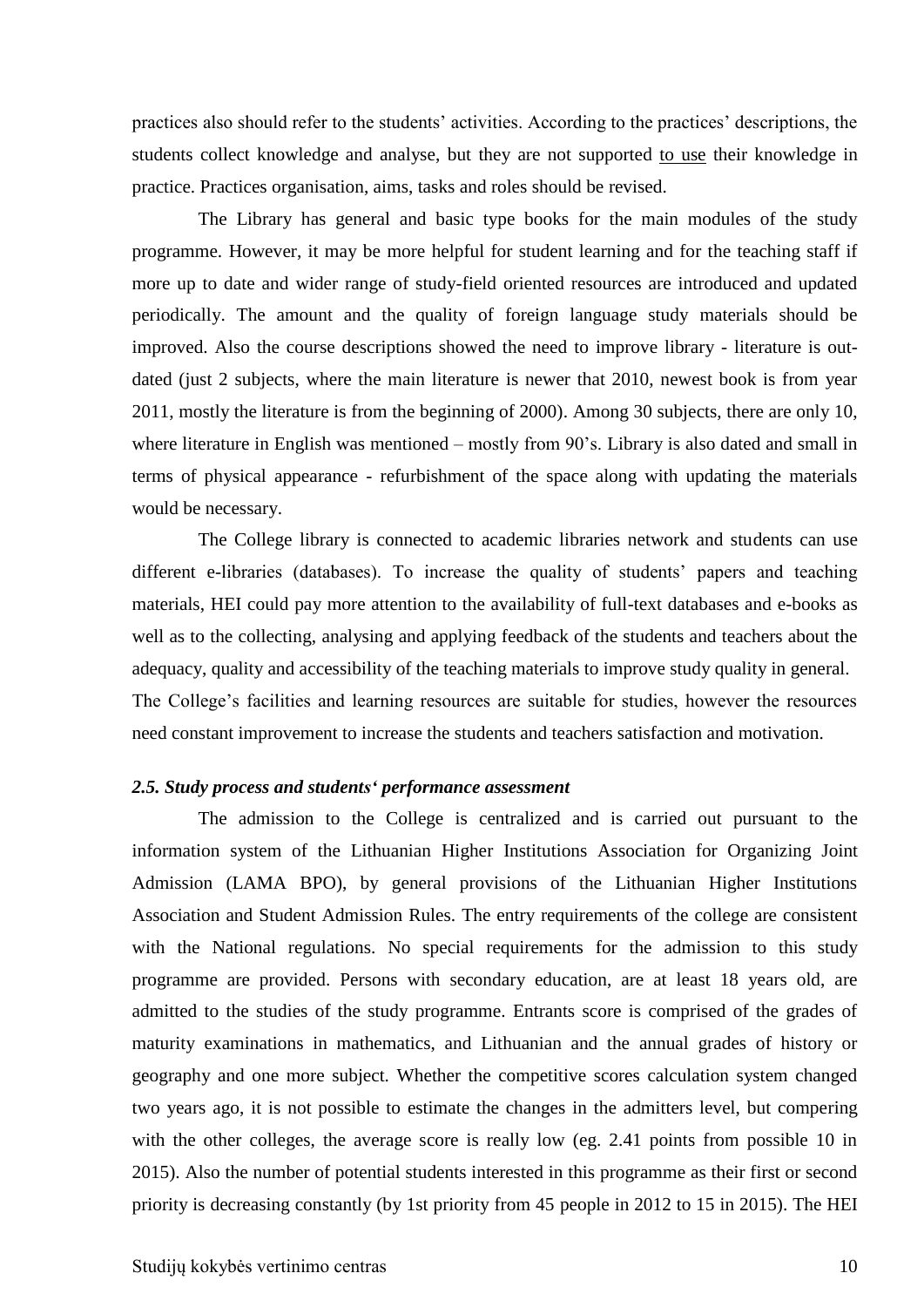practices also should refer to the students' activities. According to the practices' descriptions, the students collect knowledge and analyse, but they are not supported to use their knowledge in practice. Practices organisation, aims, tasks and roles should be revised.

The Library has general and basic type books for the main modules of the study programme. However, it may be more helpful for student learning and for the teaching staff if more up to date and wider range of study-field oriented resources are introduced and updated periodically. The amount and the quality of foreign language study materials should be improved. Also the course descriptions showed the need to improve library - literature is out-dated (just 2 subjects, where the main literature is newer that 2010, newest book is from year 2011, mostly the literature is from the beginning of 2000). Among 30 subjects, there are only 10, where literature in English was mentioned – mostly from 90's. Library is also dated and small in terms of physical appearance - refurbishment of the space along with updating the materials would be necessary.

The College library is connected to academic libraries network and students can use different e-libraries (databases). To increase the quality of students' papers and teaching materials, HEI could pay more attention to the availability of full-text databases and e-books as well as to the collecting, analysing and applying feedback of the students and teachers about the adequacy, quality and accessibility of the teaching materials to improve study quality in general. The College's facilities and learning resources are suitable for studies, however the resources need constant improvement to increase the students and teachers satisfaction and motivation.

### *2.5. Study process and students' performance assessment*

The admission to the College is centralized and is carried out pursuant to the information system of the Lithuanian Higher Institutions Association for Organizing Joint Admission (LAMA BPO), by general provisions of the Lithuanian Higher Institutions Association and Student Admission Rules. The entry requirements of the college are consistent with the National regulations. No special requirements for the admission to this study programme are provided. Persons with secondary education, are at least 18 years old, are admitted to the studies of the study programme. Entrants score is comprised of the grades of maturity examinations in mathematics, and Lithuanian and the annual grades of history or geography and one more subject. Whether the competitive scores calculation system changed two years ago, it is not possible to estimate the changes in the admitters level, but compering with the other colleges, the average score is really low (eg. 2.41 points from possible 10 in 2015). Also the number of potential students interested in this programme as their first or second priority is decreasing constantly (by 1st priority from 45 people in 2012 to 15 in 2015). The HEI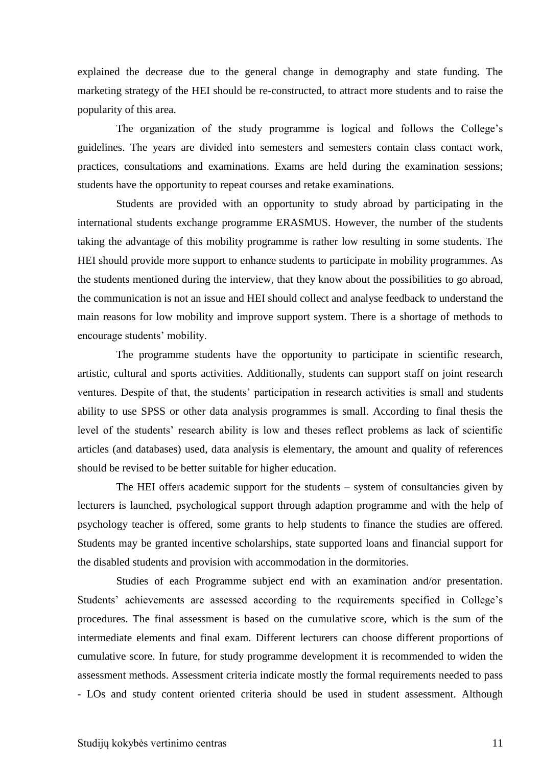explained the decrease due to the general change in demography and state funding. The marketing strategy of the HEI should be re-constructed, to attract more students and to raise the popularity of this area.

The organization of the study programme is logical and follows the College's guidelines. The years are divided into semesters and semesters contain class contact work, practices, consultations and examinations. Exams are held during the examination sessions; students have the opportunity to repeat courses and retake examinations.

Students are provided with an opportunity to study abroad by participating in the international students exchange programme ERASMUS. However, the number of the students taking the advantage of this mobility programme is rather low resulting in some students. The HEI should provide more support to enhance students to participate in mobility programmes. As the students mentioned during the interview, that they know about the possibilities to go abroad, the communication is not an issue and HEI should collect and analyse feedback to understand the main reasons for low mobility and improve support system. There is a shortage of methods to encourage students' mobility.

The programme students have the opportunity to participate in scientific research, artistic, cultural and sports activities. Additionally, students can support staff on joint research ventures. Despite of that, the students' participation in research activities is small and students ability to use SPSS or other data analysis programmes is small. According to final thesis the level of the students' research ability is low and theses reflect problems as lack of scientific articles (and databases) used, data analysis is elementary, the amount and quality of references should be revised to be better suitable for higher education.

The HEI offers academic support for the students – system of consultancies given by lecturers is launched, psychological support through adaption programme and with the help of psychology teacher is offered, some grants to help students to finance the studies are offered. Students may be granted incentive scholarships, state supported loans and financial support for the disabled students and provision with accommodation in the dormitories.

Studies of each Programme subject end with an examination and/or presentation. Students' achievements are assessed according to the requirements specified in College's procedures. The final assessment is based on the cumulative score, which is the sum of the intermediate elements and final exam. Different lecturers can choose different proportions of cumulative score. In future, for study programme development it is recommended to widen the assessment methods. Assessment criteria indicate mostly the formal requirements needed to pass - LOs and study content oriented criteria should be used in student assessment. Although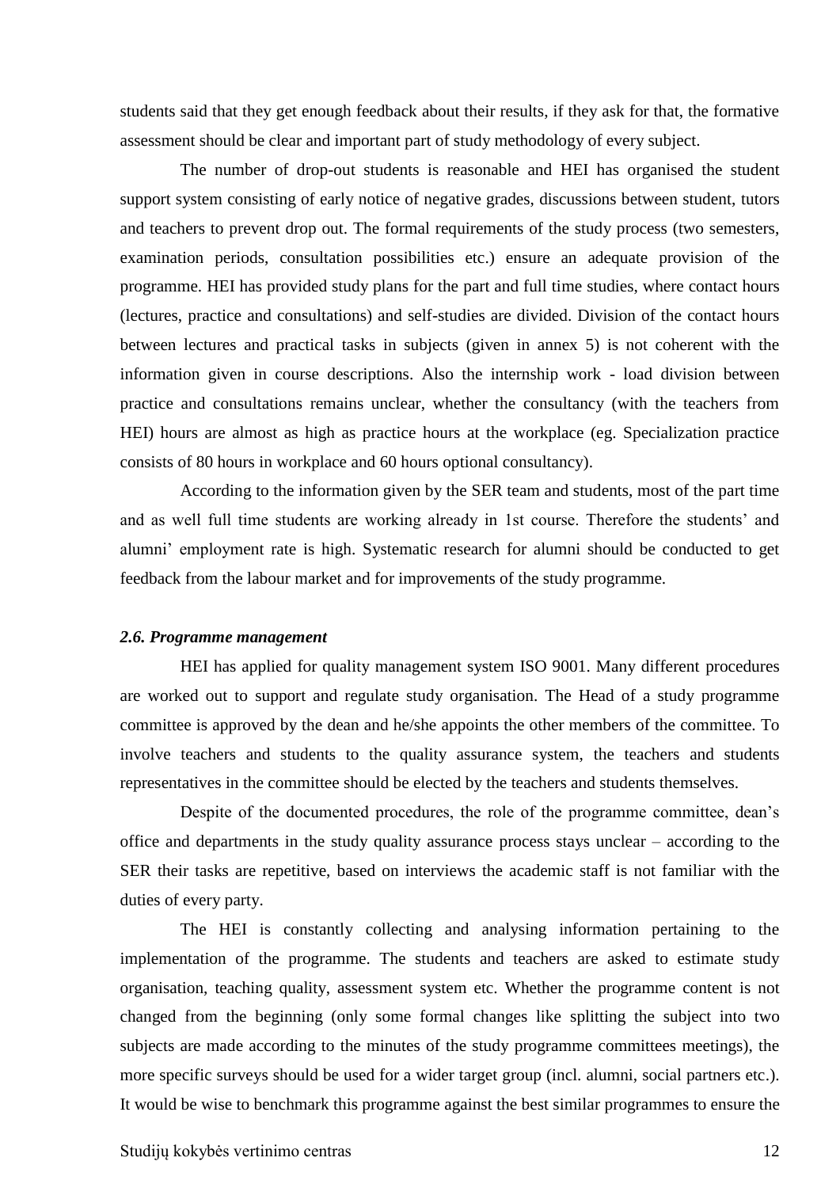students said that they get enough feedback about their results, if they ask for that, the formative assessment should be clear and important part of study methodology of every subject.

The number of drop-out students is reasonable and HEI has organised the student support system consisting of early notice of negative grades, discussions between student, tutors and teachers to prevent drop out. The formal requirements of the study process (two semesters, examination periods, consultation possibilities etc.) ensure an adequate provision of the programme. HEI has provided study plans for the part and full time studies, where contact hours (lectures, practice and consultations) and self-studies are divided. Division of the contact hours between lectures and practical tasks in subjects (given in annex 5) is not coherent with the information given in course descriptions. Also the internship work - load division between practice and consultations remains unclear, whether the consultancy (with the teachers from HEI) hours are almost as high as practice hours at the workplace (eg. Specialization practice consists of 80 hours in workplace and 60 hours optional consultancy).

According to the information given by the SER team and students, most of the part time and as well full time students are working already in 1st course. Therefore the students' and alumni' employment rate is high. Systematic research for alumni should be conducted to get feedback from the labour market and for improvements of the study programme.

### *2.6. Programme management*

HEI has applied for quality management system ISO 9001. Many different procedures are worked out to support and regulate study organisation. The Head of a study programme committee is approved by the dean and he/she appoints the other members of the committee. To involve teachers and students to the quality assurance system, the teachers and students representatives in the committee should be elected by the teachers and students themselves.

Despite of the documented procedures, the role of the programme committee, dean's office and departments in the study quality assurance process stays unclear – according to the SER their tasks are repetitive, based on interviews the academic staff is not familiar with the duties of every party.

The HEI is constantly collecting and analysing information pertaining to the implementation of the programme. The students and teachers are asked to estimate study organisation, teaching quality, assessment system etc. Whether the programme content is not changed from the beginning (only some formal changes like splitting the subject into two subjects are made according to the minutes of the study programme committees meetings), the more specific surveys should be used for a wider target group (incl. alumni, social partners etc.). It would be wise to benchmark this programme against the best similar programmes to ensure the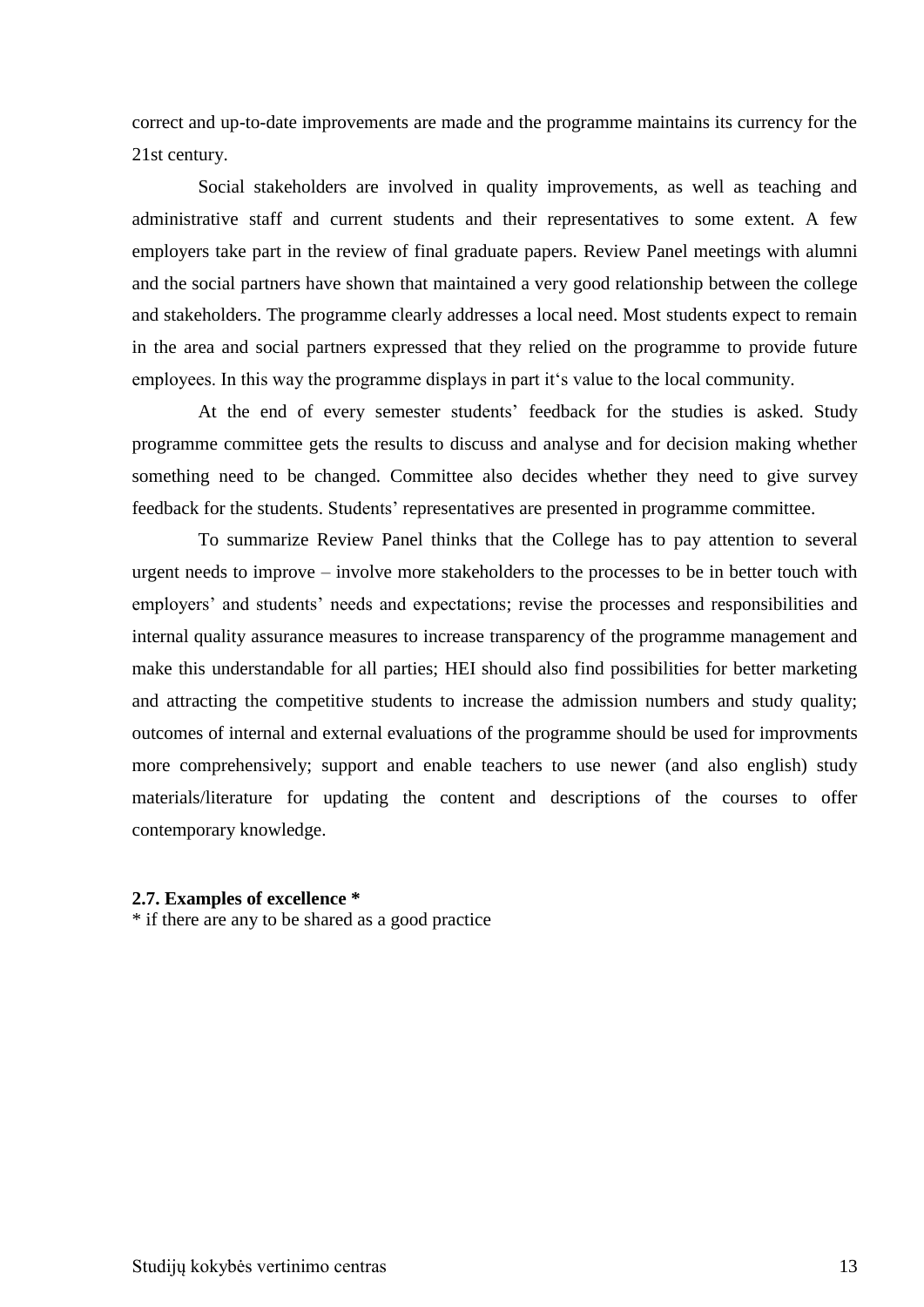correct and up-to-date improvements are made and the programme maintains its currency for the 21st century.

Social stakeholders are involved in quality improvements, as well as teaching and administrative staff and current students and their representatives to some extent. A few employers take part in the review of final graduate papers. Review Panel meetings with alumni and the social partners have shown that maintained a very good relationship between the college and stakeholders. The programme clearly addresses a local need. Most students expect to remain in the area and social partners expressed that they relied on the programme to provide future employees. In this way the programme displays in part it‘s value to the local community.

At the end of every semester students' feedback for the studies is asked. Study programme committee gets the results to discuss and analyse and for decision making whether something need to be changed. Committee also decides whether they need to give survey feedback for the students. Students' representatives are presented in programme committee.

To summarize Review Panel thinks that the College has to pay attention to several urgent needs to improve – involve more stakeholders to the processes to be in better touch with employers' and students' needs and expectations; revise the processes and responsibilities and internal quality assurance measures to increase transparency of the programme management and make this understandable for all parties; HEI should also find possibilities for better marketing and attracting the competitive students to increase the admission numbers and study quality; outcomes of internal and external evaluations of the programme should be used for improvments more comprehensively; support and enable teachers to use newer (and also english) study materials/literature for updating the content and descriptions of the courses to offer contemporary knowledge.

**2.7. Examples of excellence \***

\* if there are any to be shared as a good practice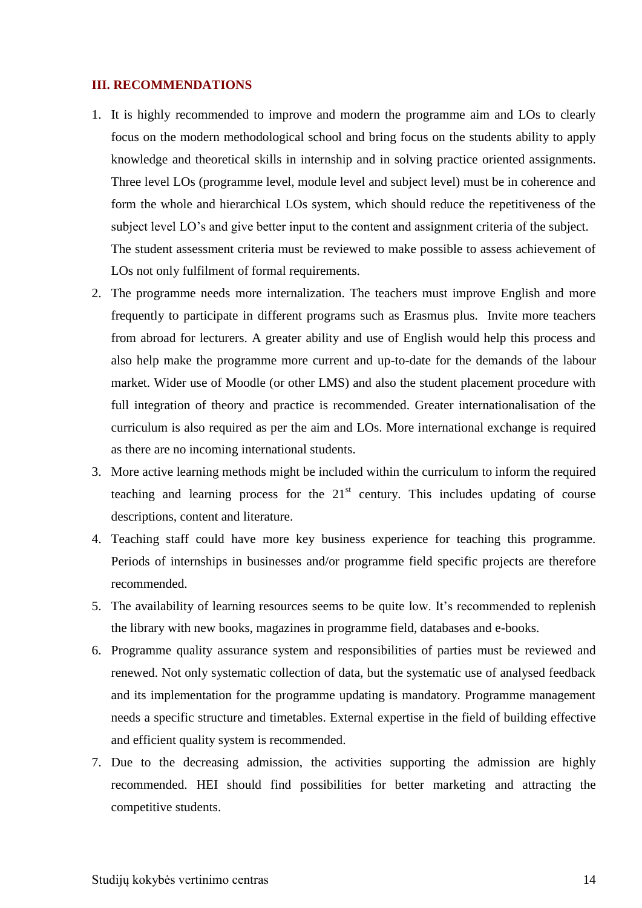### III. RECOMMENDATIONS

1. It is highly recommended to improve and modern the programme aim and LOs to clearly focus on the modern methodological school and bring focus on the students ability to apply knowledge and theoretical skills in internship and in solving practice oriented assignments. Three level LOs (programme level, module level and subject level) must be in coherence and form the whole and hierarchical LOs system, which should reduce the repetitiveness of the subject level LO's and give better input to the content and assignment criteria of the subject. The student assessment criteria must be reviewed to make possible to assess achievement of LOs not only fulfilment of formal requirements.
2. The programme needs more internalization. The teachers must improve English and more frequently to participate in different programs such as Erasmus plus. Invite more teachers from abroad for lecturers. A greater ability and use of English would help this process and also help make the programme more current and up-to-date for the demands of the labour market. Wider use of Moodle (or other LMS) and also the student placement procedure with full integration of theory and practice is recommended. Greater internationalisation of the curriculum is also required as per the aim and LOs. More international exchange is required as there are no incoming international students.
3. More active learning methods might be included within the curriculum to inform the required teaching and learning process for the 21st century. This includes updating of course descriptions, content and literature.
4. Teaching staff could have more key business experience for teaching this programme. Periods of internships in businesses and/or programme field specific projects are therefore recommended.
5. The availability of learning resources seems to be quite low. It's recommended to replenish the library with new books, magazines in programme field, databases and e-books.
6. Programme quality assurance system and responsibilities of parties must be reviewed and renewed. Not only systematic collection of data, but the systematic use of analysed feedback and its implementation for the programme updating is mandatory. Programme management needs a specific structure and timetables. External expertise in the field of building effective and efficient quality system is recommended.
7. Due to the decreasing admission, the activities supporting the admission are highly recommended. HEI should find possibilities for better marketing and attracting the competitive students.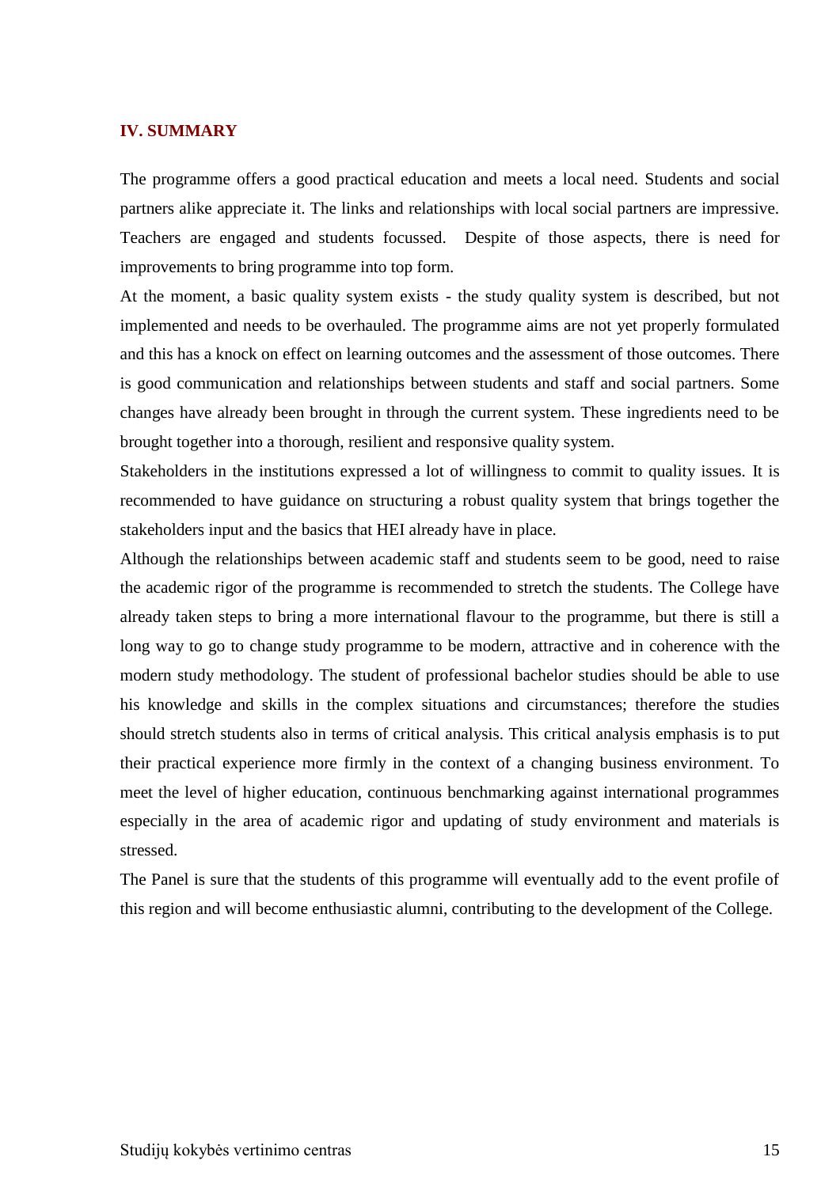## IV. SUMMARY

The programme offers a good practical education and meets a local need. Students and social partners alike appreciate it. The links and relationships with local social partners are impressive. Teachers are engaged and students focussed. Despite of those aspects, there is need for improvements to bring programme into top form.

At the moment, a basic quality system exists - the study quality system is described, but not implemented and needs to be overhauled. The programme aims are not yet properly formulated and this has a knock on effect on learning outcomes and the assessment of those outcomes. There is good communication and relationships between students and staff and social partners. Some changes have already been brought in through the current system. These ingredients need to be brought together into a thorough, resilient and responsive quality system.

Stakeholders in the institutions expressed a lot of willingness to commit to quality issues. It is recommended to have guidance on structuring a robust quality system that brings together the stakeholders input and the basics that HEI already have in place.

Although the relationships between academic staff and students seem to be good, need to raise the academic rigor of the programme is recommended to stretch the students. The College have already taken steps to bring a more international flavour to the programme, but there is still a long way to go to change study programme to be modern, attractive and in coherence with the modern study methodology. The student of professional bachelor studies should be able to use his knowledge and skills in the complex situations and circumstances; therefore the studies should stretch students also in terms of critical analysis. This critical analysis emphasis is to put their practical experience more firmly in the context of a changing business environment. To meet the level of higher education, continuous benchmarking against international programmes especially in the area of academic rigor and updating of study environment and materials is stressed.

The Panel is sure that the students of this programme will eventually add to the event profile of this region and will become enthusiastic alumni, contributing to the development of the College.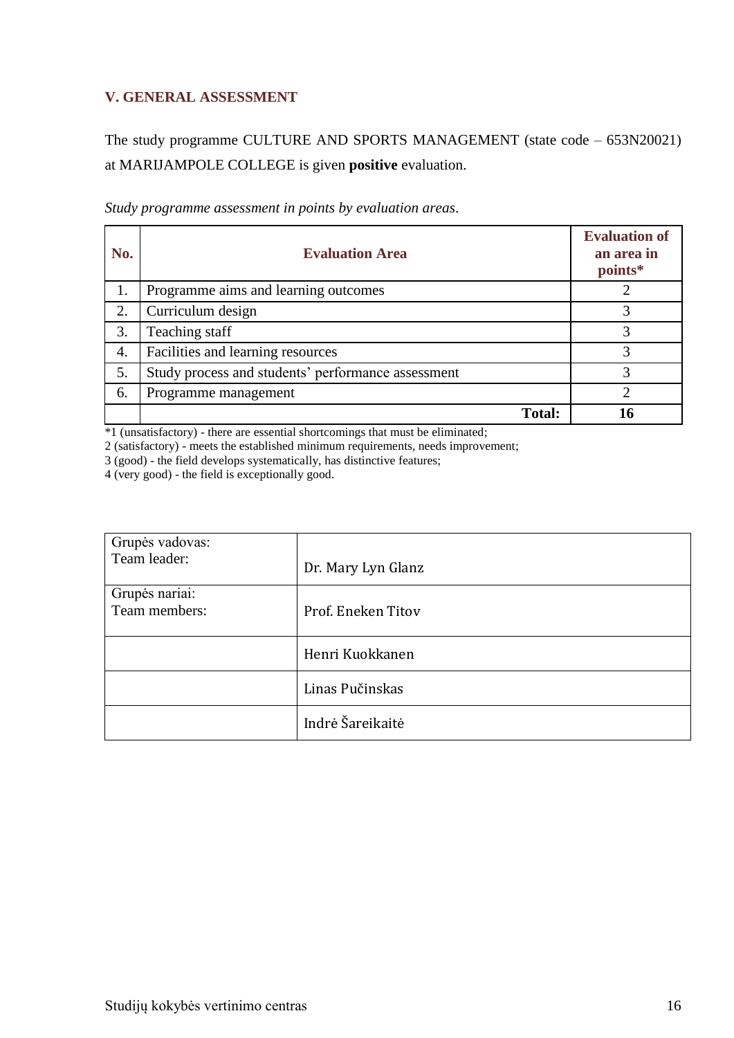## V. GENERAL ASSESSMENT

The study programme CULTURE AND SPORTS MANAGEMENT (state code – 653N20021) at MARIJAMPOLE COLLEGE is given **positive** evaluation.

*Study programme assessment in points by evaluation areas*.

| No. | Evaluation Area | Evaluation of an area in points* |
|---|---|---|
| 1. | Programme aims and learning outcomes | 2 |
| 2. | Curriculum design | 3 |
| 3. | Teaching staff | 3 |
| 4. | Facilities and learning resources | 3 |
| 5. | Study process and students' performance assessment | 3 |
| 6. | Programme management | 2 |
| | **Total:** | **16** |

*1 (unsatisfactory) - there are essential shortcomings that must be eliminated;
2 (satisfactory) - meets the established minimum requirements, needs improvement;
3 (good) - the field develops systematically, has distinctive features;
4 (very good) - the field is exceptionally good.

| | |
|---|---|
| Grupės vadovas:<br>Team leader: | Dr. Mary Lyn Glanz |
| Grupės nariai:<br>Team members: | Prof. Eneken Titov |
| | Henri Kuokkanen |
| | Linas Pučinskas |
| | Indrė Šareikaitė |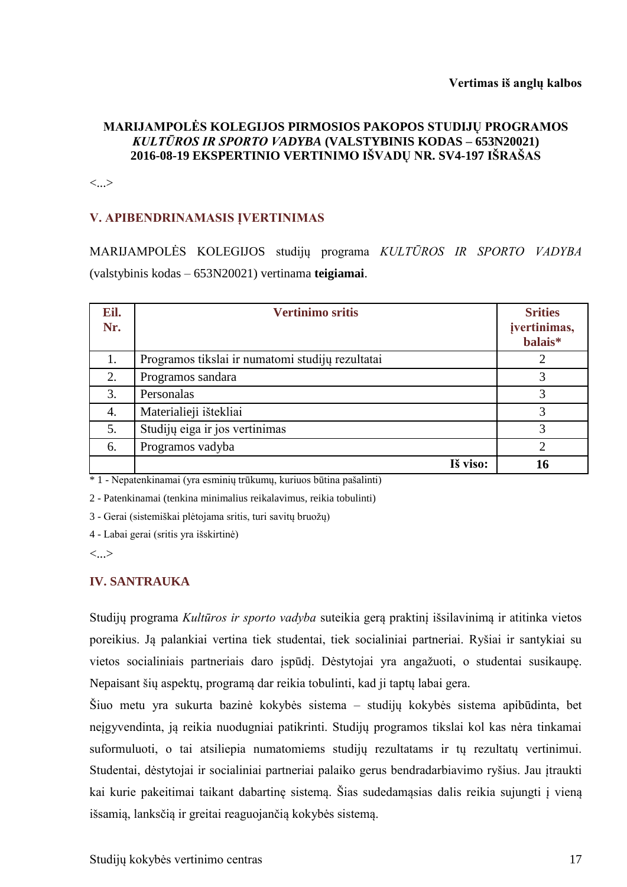**Vertimas iš anglų kalbos**

**MARIJAMPOLĖS KOLEGIJOS PIRMOSIOS PAKOPOS STUDIJŲ PROGRAMOS *KULTŪROS IR SPORTO VADYBA* (VALSTYBINIS KODAS – 653N20021) 2016-08-19 EKSPERTINIO VERTINIMO IŠVADŲ NR. SV4-197 IŠRAŠAS**

<...>

## V. APIBENDRINAMASIS ĮVERTINIMAS

MARIJAMPOLĖS KOLEGIJOS studijų programa *KULTŪROS IR SPORTO VADYBA* (valstybinis kodas – 653N20021) vertinama **teigiamai**.

| Eil. Nr. | Vertinimo sritis | Srities įvertinimas, balais* |
|---|---|---|
| 1. | Programos tikslai ir numatomi studijų rezultatai | 2 |
| 2. | Programos sandara | 3 |
| 3. | Personalas | 3 |
| 4. | Materialieji ištekliai | 3 |
| 5. | Studijų eiga ir jos vertinimas | 3 |
| 6. | Programos vadyba | 2 |
| | **Iš viso:** | **16** |

\* 1 - Nepatenkinamai (yra esminių trūkumų, kuriuos būtina pašalinti)

2 - Patenkinamai (tenkina minimalius reikalavimus, reikia tobulinti)

3 - Gerai (sistemiškai plėtojama sritis, turi savitų bruožų)

4 - Labai gerai (sritis yra išskirtinė)

<...>

## IV. SANTRAUKA

Studijų programa *Kultūros ir sporto vadyba* suteikia gerą praktinį išsilavinimą ir atitinka vietos poreikius. Ją palankiai vertina tiek studentai, tiek socialiniai partneriai. Ryšiai ir santykiai su vietos socialiniais partneriais daro įspūdį. Dėstytojai yra angažuoti, o studentai susikaupę. Nepaisant šių aspektų, programą dar reikia tobulinti, kad ji taptų labai gera.

Šiuo metu yra sukurta bazinė kokybės sistema – studijų kokybės sistema apibūdinta, bet neįgyvendinta, ją reikia nuodugniai patikrinti. Studijų programos tikslai kol kas nėra tinkamai suformuluoti, o tai atsiliepia numatomiems studijų rezultatams ir tų rezultatų vertinimui. Studentai, dėstytojai ir socialiniai partneriai palaiko gerus bendradarbiavimo ryšius. Jau įtraukti kai kurie pakeitimai taikant dabartinę sistemą. Šias sudedamąsias dalis reikia sujungti į vieną išsamią, lanksčią ir greitai reaguojančią kokybės sistemą.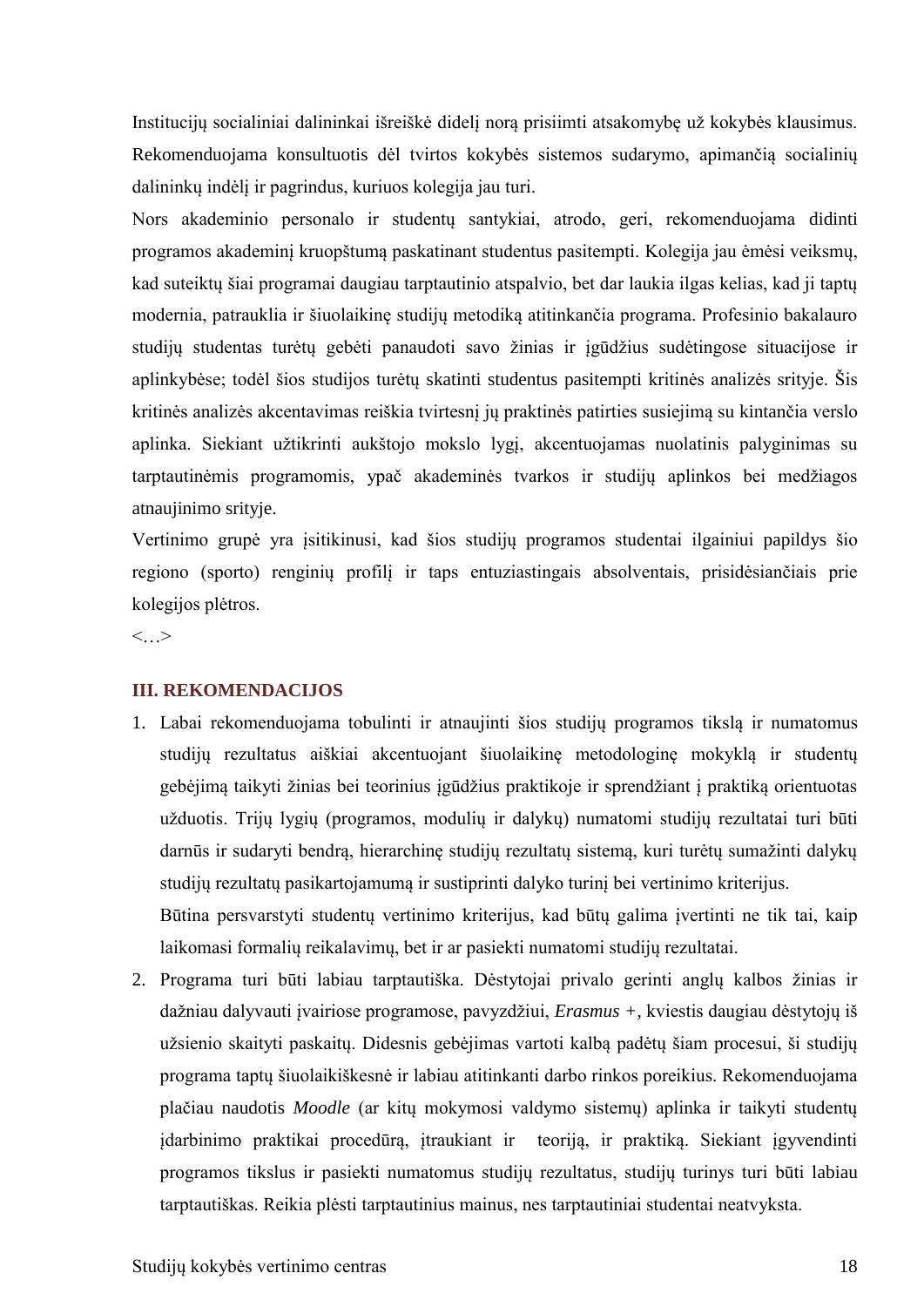Institucijų socialiniai dalininkai išreiškė didelį norą prisiimti atsakomybę už kokybės klausimus. Rekomenduojama konsultuotis dėl tvirtos kokybės sistemos sudarymo, apimančią socialinių dalininkų indėlį ir pagrindus, kuriuos kolegija jau turi.

Nors akademinio personalo ir studentų santykiai, atrodo, geri, rekomenduojama didinti programos akademinį kruopštumą paskatinant studentus pasitempti. Kolegija jau ėmėsi veiksmų, kad suteiktų šiai programai daugiau tarptautinio atspalvio, bet dar laukia ilgas kelias, kad ji taptų modernia, patrauklia ir šiuolaikinę studijų metodiką atitinkančia programa. Profesinio bakalauro studijų studentas turėtų gebėti panaudoti savo žinias ir įgūdžius sudėtingose situacijose ir aplinkybėse; todėl šios studijos turėtų skatinti studentus pasitempti kritinės analizės srityje. Šis kritinės analizės akcentavimas reiškia tvirtesnį jų praktinės patirties susiejimą su kintančia verslo aplinka. Siekiant užtikrinti aukštojo mokslo lygį, akcentuojamas nuolatinis palyginimas su tarptautinėmis programomis, ypač akademinės tvarkos ir studijų aplinkos bei medžiagos atnaujinimo srityje.

Vertinimo grupė yra įsitikinusi, kad šios studijų programos studentai ilgainiui papildys šio regiono (sporto) renginių profilį ir taps entuziastingais absolventais, prisidėsiančiais prie kolegijos plėtros.

<…>

## III. REKOMENDACIJOS

1. Labai rekomenduojama tobulinti ir atnaujinti šios studijų programos tikslą ir numatomus studijų rezultatus aiškiai akcentuojant šiuolaikinę metodologinę mokyklą ir studentų gebėjimą taikyti žinias bei teorinius įgūdžius praktikoje ir sprendžiant į praktiką orientuotas užduotis. Trijų lygių (programos, modulių ir dalykų) numatomi studijų rezultatai turi būti darnūs ir sudaryti bendrą, hierarchinę studijų rezultatų sistemą, kuri turėtų sumažinti dalykų studijų rezultatų pasikartojamumą ir sustiprinti dalyko turinį bei vertinimo kriterijus.

   Būtina persvarstyti studentų vertinimo kriterijus, kad būtų galima įvertinti ne tik tai, kaip laikomasi formalių reikalavimų, bet ir ar pasiekti numatomi studijų rezultatai.

2. Programa turi būti labiau tarptautiška. Dėstytojai privalo gerinti anglų kalbos žinias ir dažniau dalyvauti įvairiose programose, pavyzdžiui, *Erasmus +,* kviestis daugiau dėstytojų iš užsienio skaityti paskaitų. Didesnis gebėjimas vartoti kalbą padėtų šiam procesui, ši studijų programa taptų šiuolaikiškesnė ir labiau atitinkanti darbo rinkos poreikius. Rekomenduojama plačiau naudotis *Moodle* (ar kitų mokymosi valdymo sistemų) aplinka ir taikyti studentų įdarbinimo praktikai procedūrą, įtraukiant ir teoriją, ir praktiką. Siekiant įgyvendinti programos tikslus ir pasiekti numatomus studijų rezultatus, studijų turinys turi būti labiau tarptautiškas. Reikia plėsti tarptautinius mainus, nes tarptautiniai studentai neatvyksta.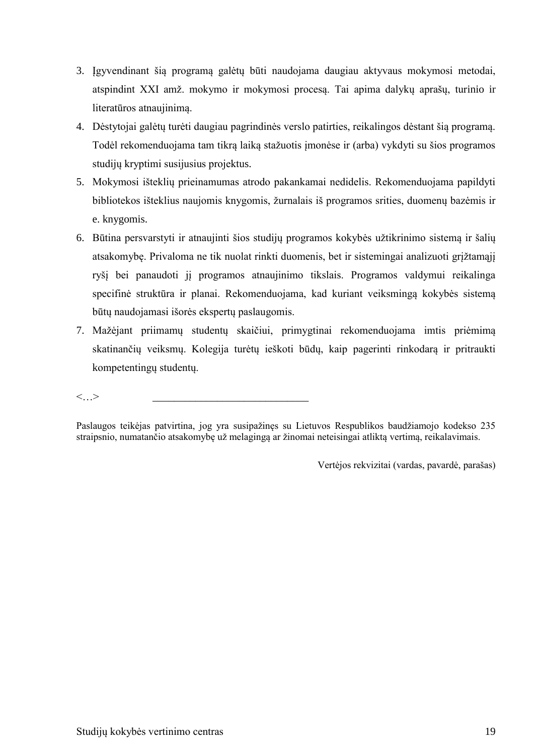3. Įgyvendinant šią programą galėtų būti naudojama daugiau aktyvaus mokymosi metodai, atspindint XXI amž. mokymo ir mokymosi procesą. Tai apima dalykų aprašų, turinio ir literatūros atnaujinimą.
4. Dėstytojai galėtų turėti daugiau pagrindinės verslo patirties, reikalingos dėstant šią programą. Todėl rekomenduojama tam tikrą laiką stažuotis įmonėse ir (arba) vykdyti su šios programos studijų kryptimi susijusius projektus.
5. Mokymosi išteklių prieinamumas atrodo pakankamai nedidelis. Rekomenduojama papildyti bibliotekos išteklius naujomis knygomis, žurnalais iš programos srities, duomenų bazėmis ir e. knygomis.
6. Būtina persvarstyti ir atnaujinti šios studijų programos kokybės užtikrinimo sistemą ir šalių atsakomybę. Privaloma ne tik nuolat rinkti duomenis, bet ir sistemingai analizuoti grįžtamąjį ryšį bei panaudoti jį programos atnaujinimo tikslais. Programos valdymui reikalinga specifinė struktūra ir planai. Rekomenduojama, kad kuriant veiksmingą kokybės sistemą būtų naudojamasi išorės ekspertų paslaugomis.
7. Mažėjant priimamų studentų skaičiui, primygtinai rekomenduojama imtis priėmimą skatinančių veiksmų. Kolegija turėtų ieškoti būdų, kaip pagerinti rinkodarą ir pritraukti kompetentingų studentų.

<…> ______________________________

Paslaugos teikėjas patvirtina, jog yra susipažinęs su Lietuvos Respublikos baudžiamojo kodekso 235 straipsnio, numatančio atsakomybę už melagingą ar žinomai neteisingai atliktą vertimą, reikalavimais.

Vertėjos rekvizitai (vardas, pavardė, parašas)